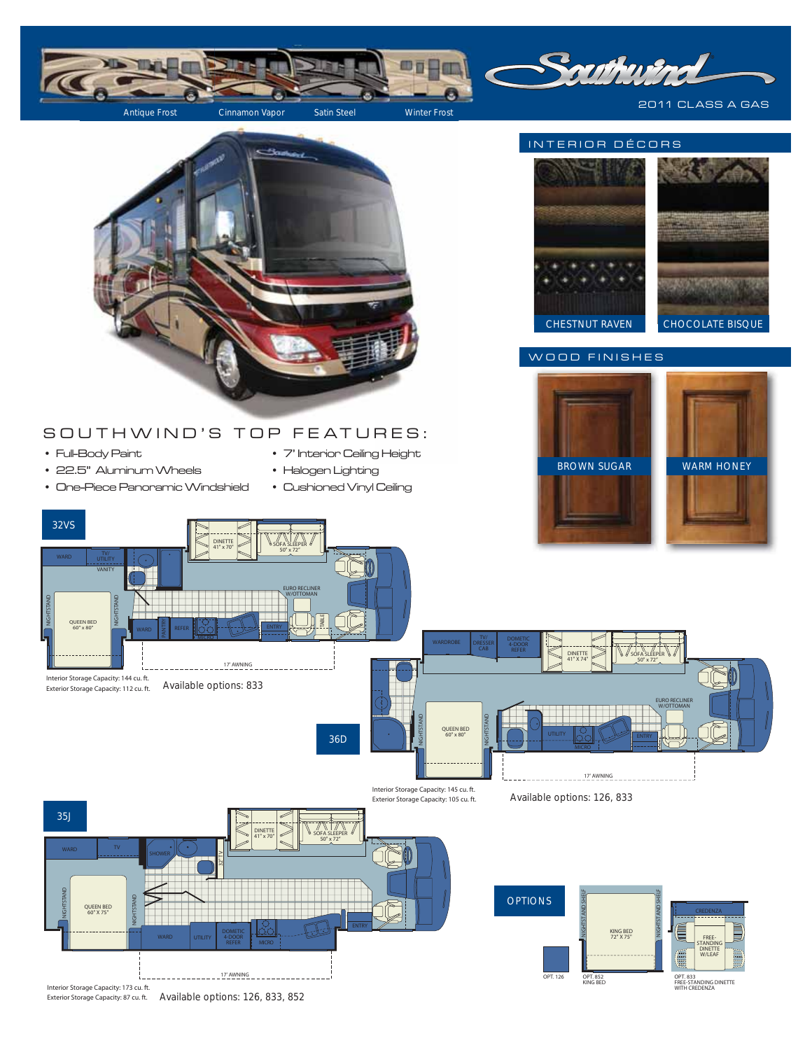# Southwind

2011 CLASS A GAS

Antique Frost | Cinnamon Vapor | Satin Steel | Winter Frost

## INTERIOR DÉCORS

CHESTNUT RAVEN

CHOCOLATE BISQUE

## WOOD FINISHES

BROWN SUGAR

WARM HONEY

## SOUTHWIND'S TOP FEATURES:

- Full-Body Paint
- 22.5" Aluminum Wheels
- One-Piece Panoramic Windshield
- 7' Interior Ceiling Height
- Halogen Lighting
- Cushioned Vinyl Ceiling

## 32VS

WARD | TV/UTILITY | VANITY | DINETTE 41" x 70" | SOFA SLEEPER 50" x 72" | EURO RECLINER W/OTTOMAN | NIGHTSTAND | QUEEN BED 60" x 80" | NIGHTSTAND | WARD | PANTRY | REFER | MICRO | ENTRY | TABLE | 17' AWNING

Interior Storage Capacity: 144 cu. ft.
Exterior Storage Capacity: 112 cu. ft.

Available options: 833

## 36D

WARDROBE | TV/DRESSER CAB | DOMETIC 4-DOOR REFER | DINETTE 41" X 74" | SOFA SLEEPER 50" x 72" | EURO RECLINER W/OTTOMAN | NIGHTSTAND | QUEEN BED 60" x 80" | NIGHTSTAND | UTILITY | MICRO | ENTRY | 17' AWNING

Interior Storage Capacity: 145 cu. ft.
Exterior Storage Capacity: 105 cu. ft.

Available options: 126, 833

## 35J

WARD | TV | SHOWER | 32" TV | DINETTE 41" x 70" | SOFA SLEEPER 50" x 72" | NIGHTSTAND | QUEEN BED 60" X 75" | NIGHTSTAND | WARD | UTILITY | DOMETIC 4-DOOR REFER | MICRO | ENTRY | 17' AWNING

Interior Storage Capacity: 173 cu. ft.
Exterior Storage Capacity: 87 cu. ft.

Available options: 126, 833, 852

## OPTIONS

OPT. 126

NIGHTSTAND SHELF | KING BED 72" X 75" | NIGHTSTAND SHELF

OPT. 852 KING BED

CREDENZA | FREE-STANDING DINETTE W/LEAF

OPT. 833 FREE-STANDING DINETTE WITH CREDENZA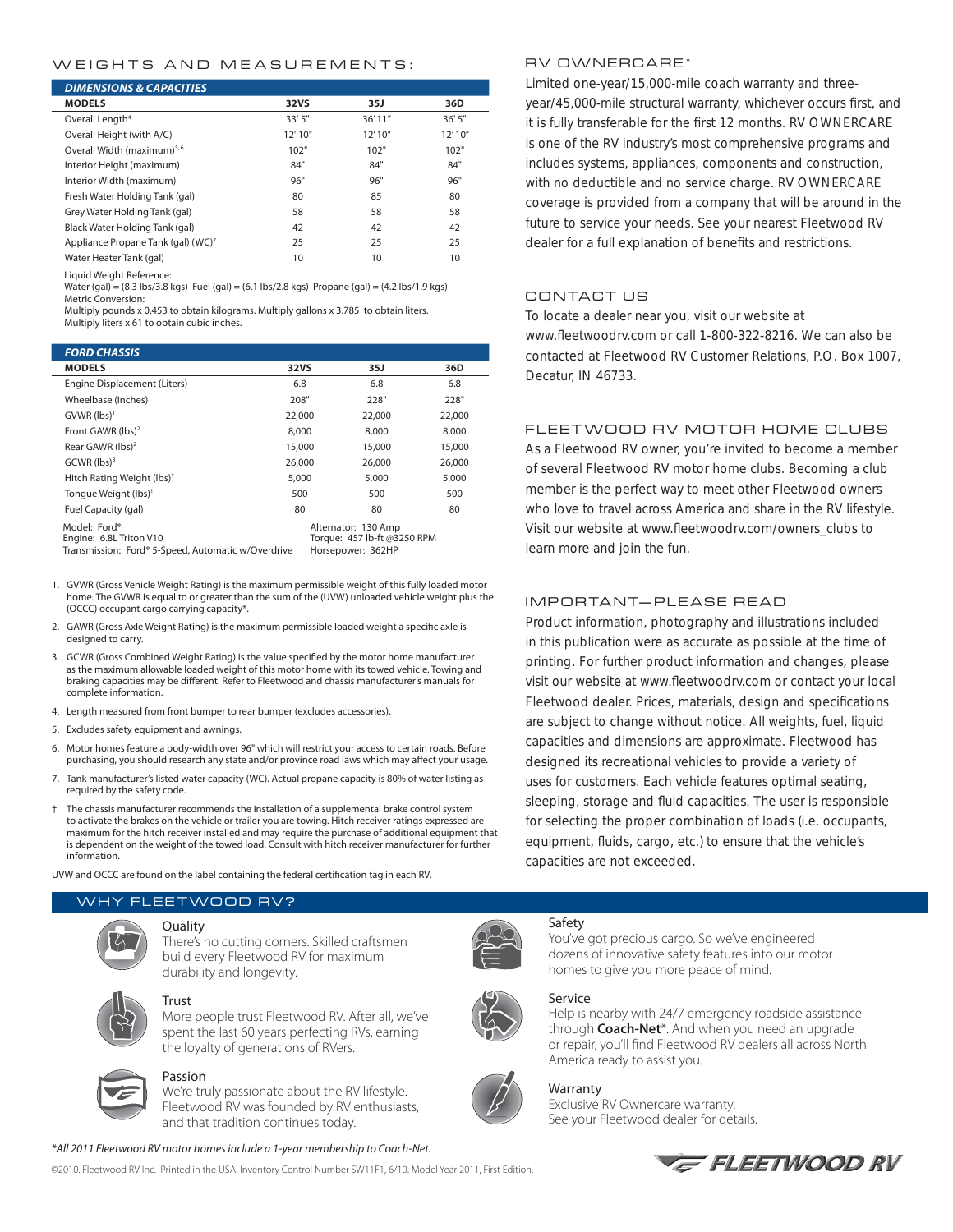## WEIGHTS AND MEASUREMENTS:

### DIMENSIONS & CAPACITIES

| MODELS | 32VS | 35J | 36D |
|---|---|---|---|
| Overall Length[4] | 33' 5" | 36' 11" | 36' 5" |
| Overall Height (with A/C) | 12' 10" | 12' 10" | 12' 10" |
| Overall Width (maximum)[5, 6] | 102" | 102" | 102" |
| Interior Height (maximum) | 84" | 84" | 84" |
| Interior Width (maximum) | 96" | 96" | 96" |
| Fresh Water Holding Tank (gal) | 80 | 85 | 80 |
| Grey Water Holding Tank (gal) | 58 | 58 | 58 |
| Black Water Holding Tank (gal) | 42 | 42 | 42 |
| Appliance Propane Tank (gal) (WC)[7] | 25 | 25 | 25 |
| Water Heater Tank (gal) | 10 | 10 | 10 |

Liquid Weight Reference:
Water (gal) = (8.3 lbs/3.8 kgs) Fuel (gal) = (6.1 lbs/2.8 kgs) Propane (gal) = (4.2 lbs/1.9 kgs)
Metric Conversion:
Multiply pounds x 0.453 to obtain kilograms. Multiply gallons x 3.785 to obtain liters.
Multiply liters x 61 to obtain cubic inches.

### FORD CHASSIS

| MODELS | 32VS | 35J | 36D |
|---|---|---|---|
| Engine Displacement (Liters) | 6.8 | 6.8 | 6.8 |
| Wheelbase (Inches) | 208" | 228" | 228" |
| GVWR (lbs)[1] | 22,000 | 22,000 | 22,000 |
| Front GAWR (lbs)[2] | 8,000 | 8,000 | 8,000 |
| Rear GAWR (lbs)[2] | 15,000 | 15,000 | 15,000 |
| GCWR (lbs)[3] | 26,000 | 26,000 | 26,000 |
| Hitch Rating Weight (lbs)[†] | 5,000 | 5,000 | 5,000 |
| Tongue Weight (lbs)[†] | 500 | 500 | 500 |
| Fuel Capacity (gal) | 80 | 80 | 80 |

Model: Ford®
Engine: 6.8L Triton V10
Transmission: Ford® 5-Speed, Automatic w/Overdrive
Alternator: 130 Amp
Torque: 457 lb-ft @3250 RPM
Horsepower: 362HP

1. GVWR (Gross Vehicle Weight Rating) is the maximum permissible weight of this fully loaded motor home. The GVWR is equal to or greater than the sum of the (UVW) unloaded vehicle weight plus the (OCCC) occupant cargo carrying capacity*.
2. GAWR (Gross Axle Weight Rating) is the maximum permissible loaded weight a specific axle is designed to carry.
3. GCWR (Gross Combined Weight Rating) is the value specified by the motor home manufacturer as the maximum allowable loaded weight of this motor home with its towed vehicle. Towing and braking capacities may be different. Refer to Fleetwood and chassis manufacturer's manuals for complete information.
4. Length measured from front bumper to rear bumper (excludes accessories).
5. Excludes safety equipment and awnings.
6. Motor homes feature a body-width over 96" which will restrict your access to certain roads. Before purchasing, you should research any state and/or province road laws which may affect your usage.
7. Tank manufacturer's listed water capacity (WC). Actual propane capacity is 80% of water listing as required by the safety code.

† The chassis manufacturer recommends the installation of a supplemental brake control system to activate the brakes on the vehicle or trailer you are towing. Hitch receiver ratings expressed are maximum for the hitch receiver installed and may require the purchase of additional equipment that is dependent on the weight of the towed load. Consult with hitch receiver manufacturer for further information.

UVW and OCCC are found on the label containing the federal certification tag in each RV.

## RV OWNERCARE*

Limited one-year/15,000-mile coach warranty and three-year/45,000-mile structural warranty, whichever occurs first, and it is fully transferable for the first 12 months. RV OWNERCARE is one of the RV industry's most comprehensive programs and includes systems, appliances, components and construction, with no deductible and no service charge. RV OWNERCARE coverage is provided from a company that will be around in the future to service your needs. See your nearest Fleetwood RV dealer for a full explanation of benefits and restrictions.

## CONTACT US

To locate a dealer near you, visit our website at www.fleetwoodrv.com or call 1-800-322-8216. We can also be contacted at Fleetwood RV Customer Relations, P.O. Box 1007, Decatur, IN 46733.

## FLEETWOOD RV MOTOR HOME CLUBS

As a Fleetwood RV owner, you're invited to become a member of several Fleetwood RV motor home clubs. Becoming a club member is the perfect way to meet other Fleetwood owners who love to travel across America and share in the RV lifestyle. Visit our website at www.fleetwoodrv.com/owners_clubs to learn more and join the fun.

## IMPORTANT—PLEASE READ

Product information, photography and illustrations included in this publication were as accurate as possible at the time of printing. For further product information and changes, please visit our website at www.fleetwoodrv.com or contact your local Fleetwood dealer. Prices, materials, design and specifications are subject to change without notice. All weights, fuel, liquid capacities and dimensions are approximate. Fleetwood has designed its recreational vehicles to provide a variety of uses for customers. Each vehicle features optimal seating, sleeping, storage and fluid capacities. The user is responsible for selecting the proper combination of loads (i.e. occupants, equipment, fluids, cargo, etc.) to ensure that the vehicle's capacities are not exceeded.

## WHY FLEETWOOD RV?

### Quality
There's no cutting corners. Skilled craftsmen build every Fleetwood RV for maximum durability and longevity.

### Trust
More people trust Fleetwood RV. After all, we've spent the last 60 years perfecting RVs, earning the loyalty of generations of RVers.

### Passion
We're truly passionate about the RV lifestyle. Fleetwood RV was founded by RV enthusiasts, and that tradition continues today.

### Safety
You've got precious cargo. So we've engineered dozens of innovative safety features into our motor homes to give you more peace of mind.

### Service
Help is nearby with 24/7 emergency roadside assistance through **Coach-Net***. And when you need an upgrade or repair, you'll find Fleetwood RV dealers all across North America ready to assist you.

### Warranty
Exclusive RV Ownercare warranty.
See your Fleetwood dealer for details.

*All 2011 Fleetwood RV motor homes include a 1-year membership to Coach-Net.*

©2010. Fleetwood RV Inc. Printed in the USA. Inventory Control Number SW11F1, 6/10. Model Year 2011, First Edition.

FLEETWOOD RV